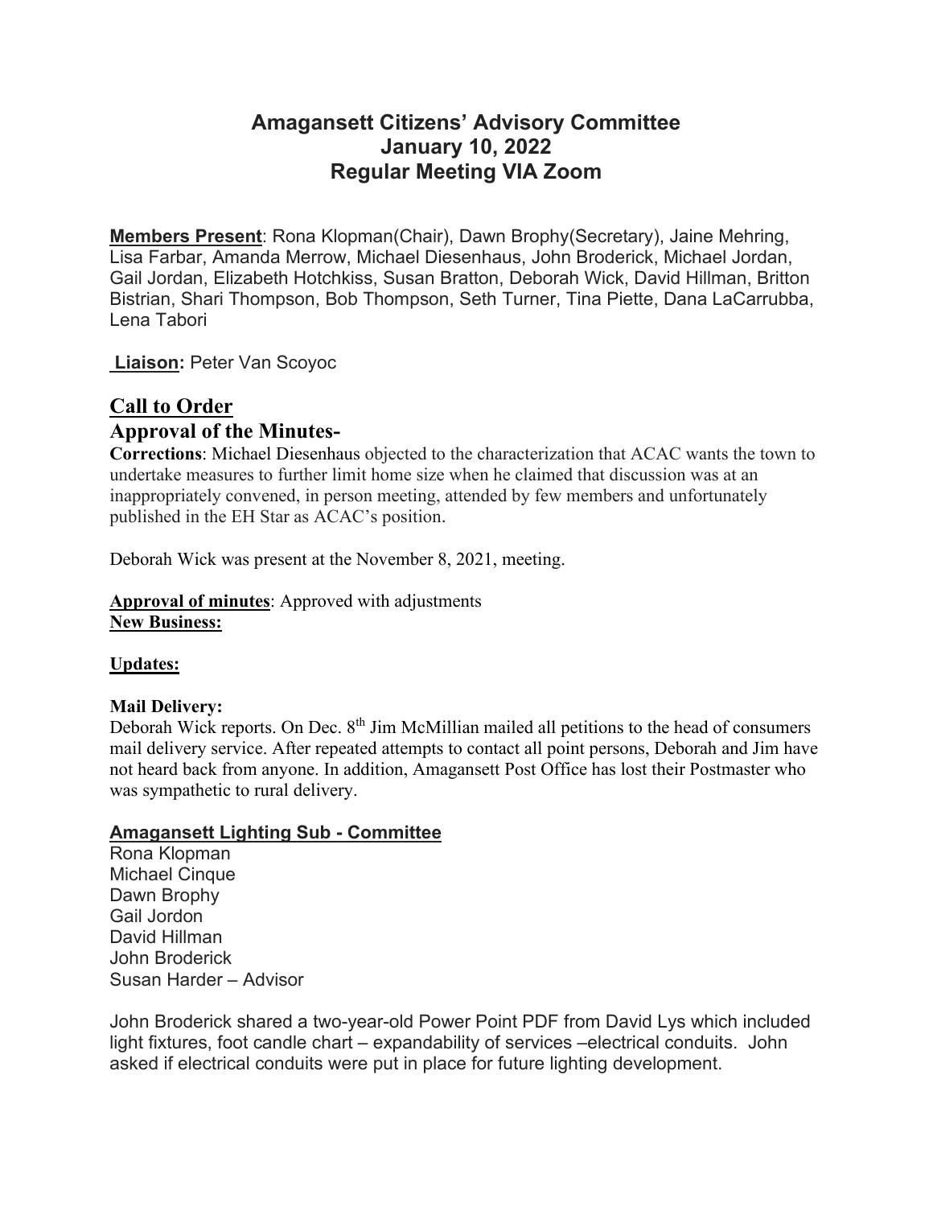# Amagansett Citizens' Advisory Committee
# January 10, 2022
# Regular Meeting VIA Zoom

**Members Present**: Rona Klopman(Chair), Dawn Brophy(Secretary), Jaine Mehring, Lisa Farbar, Amanda Merrow, Michael Diesenhaus, John Broderick, Michael Jordan, Gail Jordan, Elizabeth Hotchkiss, Susan Bratton, Deborah Wick, David Hillman, Britton Bistrian, Shari Thompson, Bob Thompson, Seth Turner, Tina Piette, Dana LaCarrubba, Lena Tabori

**Liaison:** Peter Van Scoyoc

## Call to Order

## Approval of the Minutes-

**Corrections**: Michael Diesenhaus objected to the characterization that ACAC wants the town to undertake measures to further limit home size when he claimed that discussion was at an inappropriately convened, in person meeting, attended by few members and unfortunately published in the EH Star as ACAC's position.

Deborah Wick was present at the November 8, 2021, meeting.

**Approval of minutes**: Approved with adjustments

**New Business:**

**Updates:**

**Mail Delivery:**

Deborah Wick reports. On Dec. 8th Jim McMillian mailed all petitions to the head of consumers mail delivery service. After repeated attempts to contact all point persons, Deborah and Jim have not heard back from anyone. In addition, Amagansett Post Office has lost their Postmaster who was sympathetic to rural delivery.

**Amagansett Lighting Sub - Committee**

Rona Klopman
Michael Cinque
Dawn Brophy
Gail Jordon
David Hillman
John Broderick
Susan Harder – Advisor

John Broderick shared a two-year-old Power Point PDF from David Lys which included light fixtures, foot candle chart – expandability of services –electrical conduits. John asked if electrical conduits were put in place for future lighting development.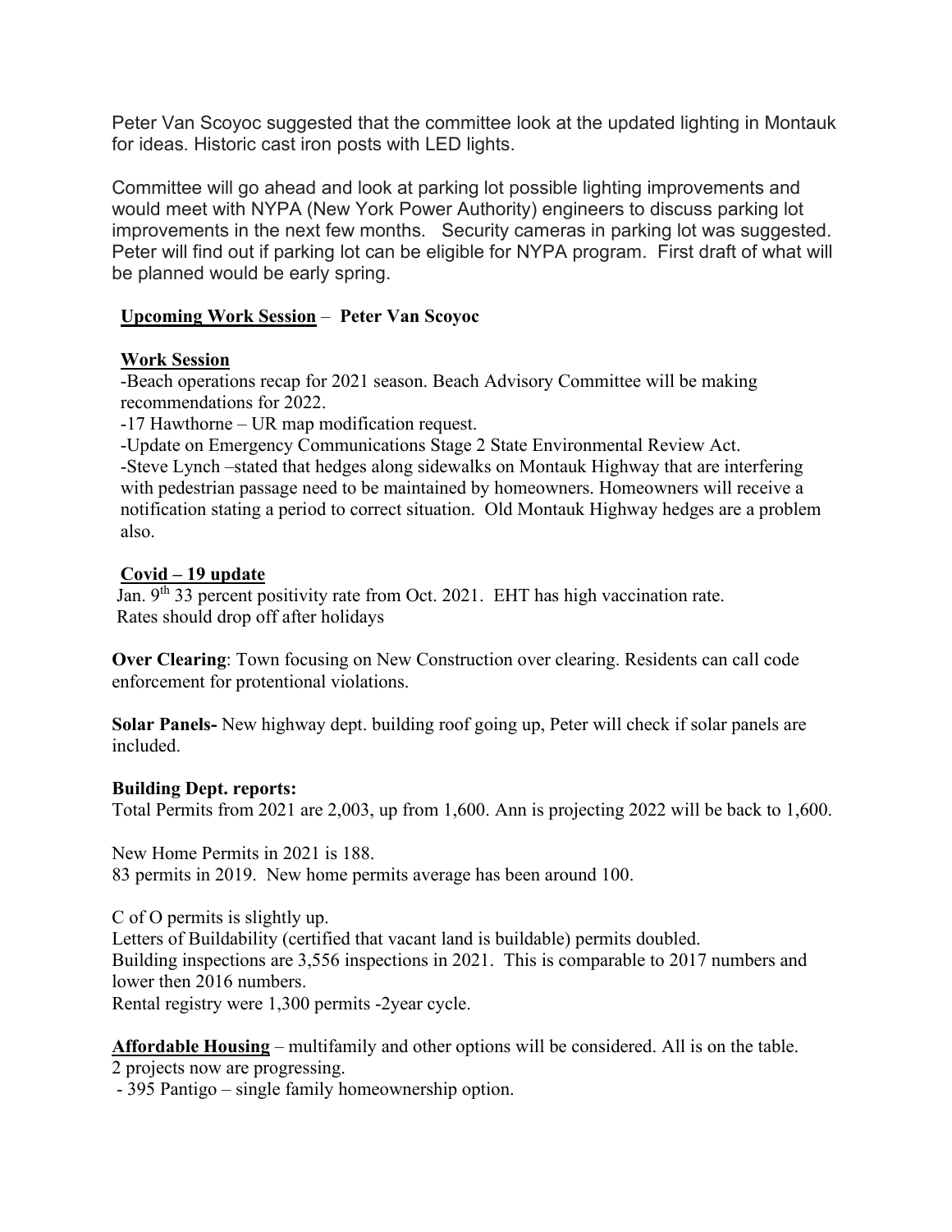Peter Van Scoyoc suggested that the committee look at the updated lighting in Montauk for ideas. Historic cast iron posts with LED lights.

Committee will go ahead and look at parking lot possible lighting improvements and would meet with NYPA (New York Power Authority) engineers to discuss parking lot improvements in the next few months. Security cameras in parking lot was suggested. Peter will find out if parking lot can be eligible for NYPA program. First draft of what will be planned would be early spring.

**Upcoming Work Session** – **Peter Van Scoyoc**

**Work Session**

-Beach operations recap for 2021 season. Beach Advisory Committee will be making recommendations for 2022.

-17 Hawthorne – UR map modification request.

-Update on Emergency Communications Stage 2 State Environmental Review Act.

-Steve Lynch –stated that hedges along sidewalks on Montauk Highway that are interfering with pedestrian passage need to be maintained by homeowners. Homeowners will receive a notification stating a period to correct situation. Old Montauk Highway hedges are a problem also.

**Covid – 19 update**

Jan. 9th 33 percent positivity rate from Oct. 2021. EHT has high vaccination rate. Rates should drop off after holidays

**Over Clearing**: Town focusing on New Construction over clearing. Residents can call code enforcement for protentional violations.

**Solar Panels-** New highway dept. building roof going up, Peter will check if solar panels are included.

**Building Dept. reports:**

Total Permits from 2021 are 2,003, up from 1,600. Ann is projecting 2022 will be back to 1,600.

New Home Permits in 2021 is 188.
83 permits in 2019. New home permits average has been around 100.

C of O permits is slightly up.
Letters of Buildability (certified that vacant land is buildable) permits doubled.
Building inspections are 3,556 inspections in 2021. This is comparable to 2017 numbers and lower then 2016 numbers.
Rental registry were 1,300 permits -2year cycle.

**Affordable Housing** – multifamily and other options will be considered. All is on the table.
2 projects now are progressing.

- 395 Pantigo – single family homeownership option.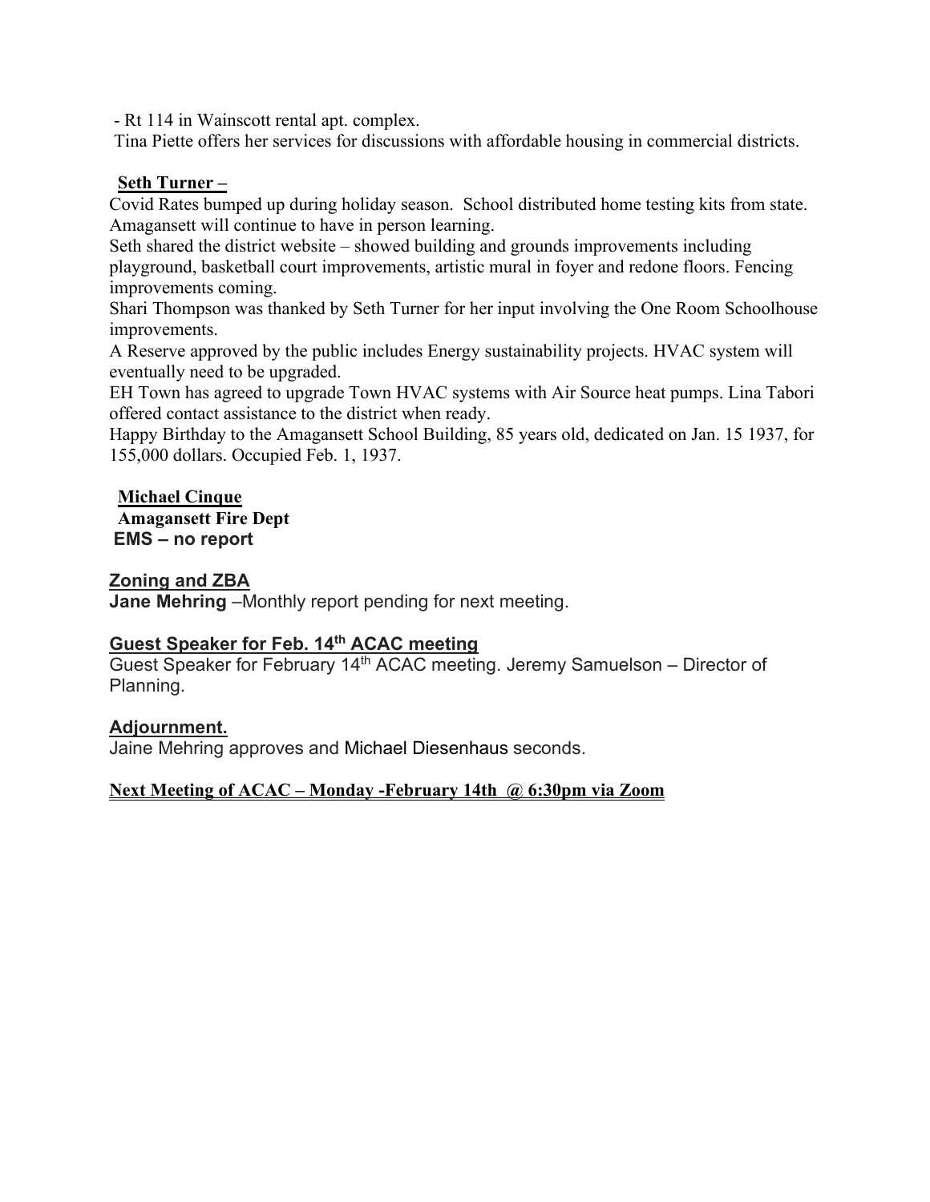- Rt 114 in Wainscott rental apt. complex.

Tina Piette offers her services for discussions with affordable housing in commercial districts.

**Seth Turner –**

Covid Rates bumped up during holiday season. School distributed home testing kits from state. Amagansett will continue to have in person learning.

Seth shared the district website – showed building and grounds improvements including playground, basketball court improvements, artistic mural in foyer and redone floors. Fencing improvements coming.

Shari Thompson was thanked by Seth Turner for her input involving the One Room Schoolhouse improvements.

A Reserve approved by the public includes Energy sustainability projects. HVAC system will eventually need to be upgraded.

EH Town has agreed to upgrade Town HVAC systems with Air Source heat pumps. Lina Tabori offered contact assistance to the district when ready.

Happy Birthday to the Amagansett School Building, 85 years old, dedicated on Jan. 15 1937, for 155,000 dollars. Occupied Feb. 1, 1937.

**Michael Cinque**

**Amagansett Fire Dept**

**EMS – no report**

**Zoning and ZBA**

**Jane Mehring** –Monthly report pending for next meeting.

**Guest Speaker for Feb. 14th ACAC meeting**

Guest Speaker for February 14th ACAC meeting. Jeremy Samuelson – Director of Planning.

**Adjournment.**

Jaine Mehring approves and Michael Diesenhaus seconds.

**Next Meeting of ACAC – Monday -February 14th @ 6:30pm via Zoom**